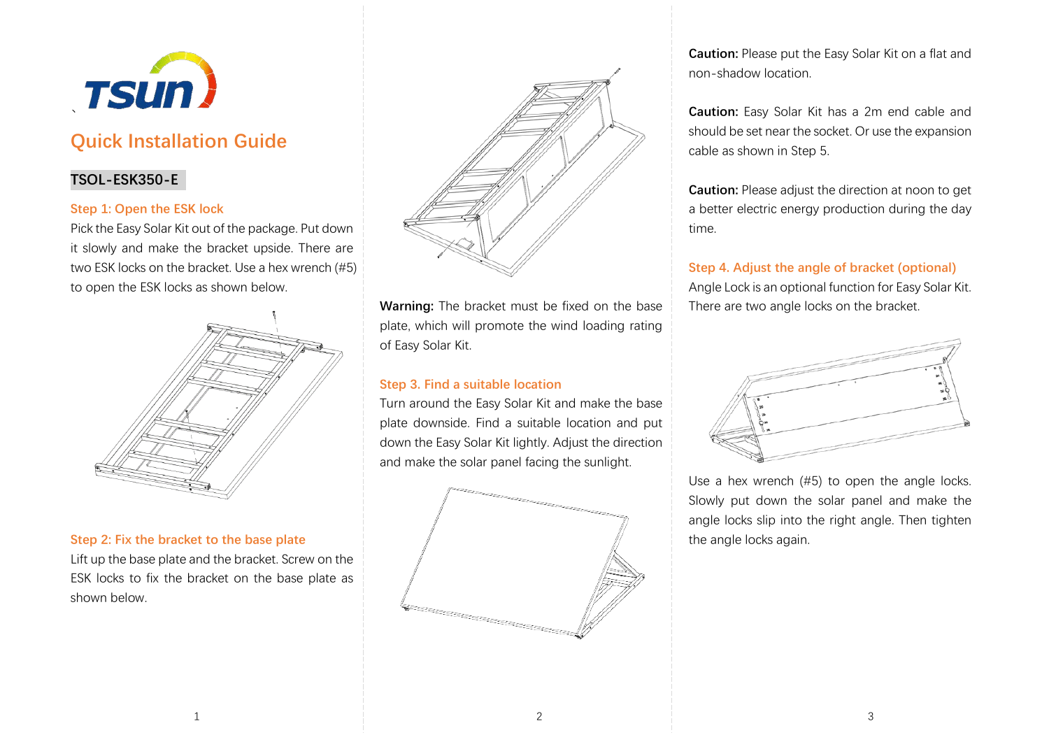# Quick Installation Guide

## TSOL-ESK350-E

### Step 1: Open the ESK lock

Pick the Easy Solar Kit out of the package. Put down it slowly and make the bracket upside. There are two ESK locks on the bracket. Use a hex wrench (#5) to open the ESK locks as shown below.

### Step 2: Fix the bracket to the base plate

Lift up the base plate and the bracket. Screw on the ESK locks to fix the bracket on the base plate as shown below.

**Warning:** The bracket must be fixed on the base plate, which will promote the wind loading rating of Easy Solar Kit.

### Step 3. Find a suitable location

Turn around the Easy Solar Kit and make the base plate downside. Find a suitable location and put down the Easy Solar Kit lightly. Adjust the direction and make the solar panel facing the sunlight.

**Caution:** Please put the Easy Solar Kit on a flat and non-shadow location.

**Caution:** Easy Solar Kit has a 2m end cable and should be set near the socket. Or use the expansion cable as shown in Step 5.

**Caution:** Please adjust the direction at noon to get a better electric energy production during the day time.

### Step 4. Adjust the angle of bracket (optional)

Angle Lock is an optional function for Easy Solar Kit. There are two angle locks on the bracket.

Use a hex wrench (#5) to open the angle locks. Slowly put down the solar panel and make the angle locks slip into the right angle. Then tighten the angle locks again.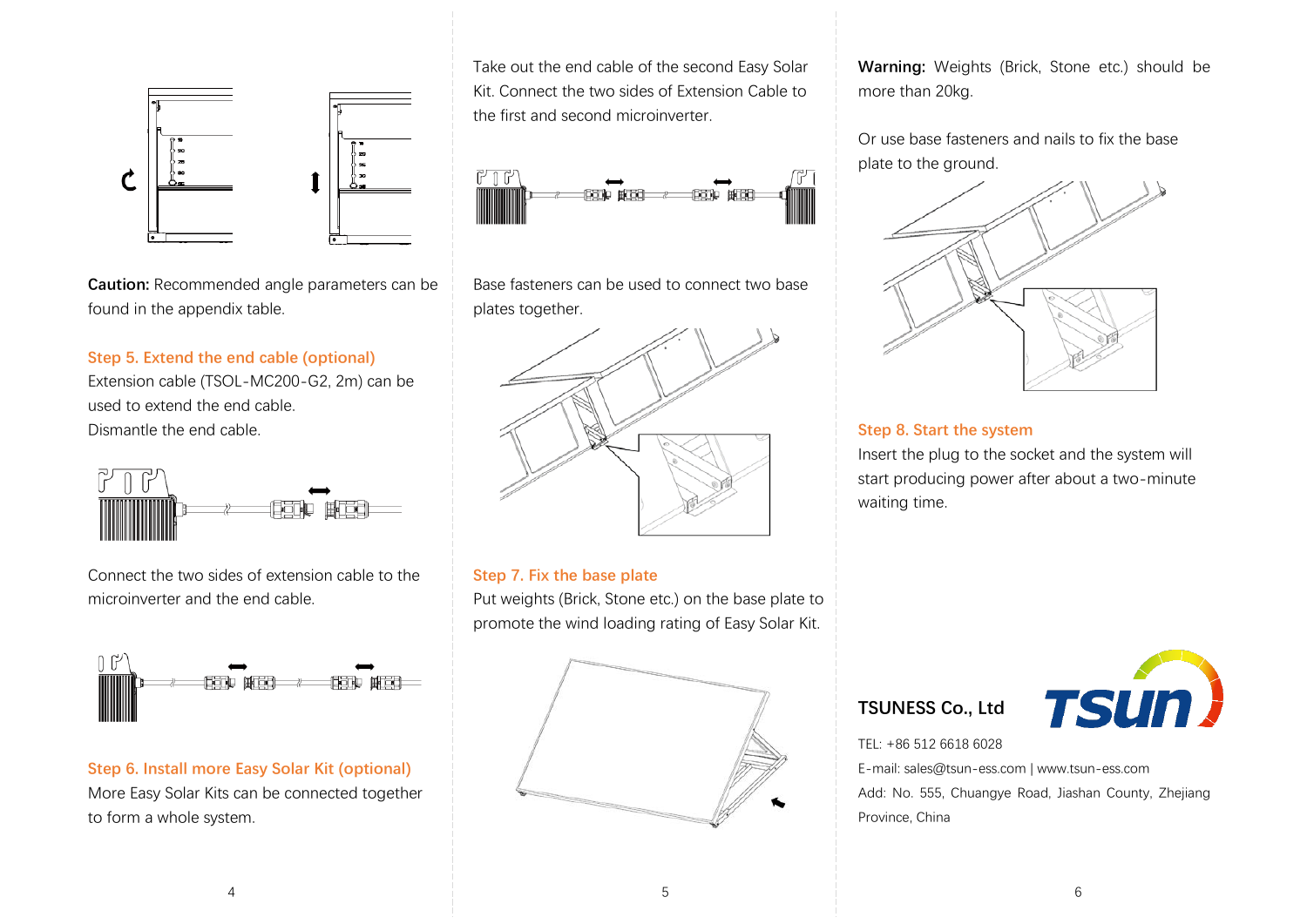**Caution:** Recommended angle parameters can be found in the appendix table.

### Step 5. Extend the end cable (optional)

Extension cable (TSOL-MC200-G2, 2m) can be used to extend the end cable.
Dismantle the end cable.

Connect the two sides of extension cable to the microinverter and the end cable.

### Step 6. Install more Easy Solar Kit (optional)

More Easy Solar Kits can be connected together to form a whole system.

Take out the end cable of the second Easy Solar Kit. Connect the two sides of Extension Cable to the first and second microinverter.

Base fasteners can be used to connect two base plates together.

### Step 7. Fix the base plate

Put weights (Brick, Stone etc.) on the base plate to promote the wind loading rating of Easy Solar Kit.

**Warning:** Weights (Brick, Stone etc.) should be more than 20kg.

Or use base fasteners and nails to fix the base plate to the ground.

### Step 8. Start the system

Insert the plug to the socket and the system will start producing power after about a two-minute waiting time.

**TSUNESS Co., Ltd**

TEL: +86 512 6618 6028

E-mail: sales@tsun-ess.com | www.tsun-ess.com

Add: No. 555, Chuangye Road, Jiashan County, Zhejiang Province, China